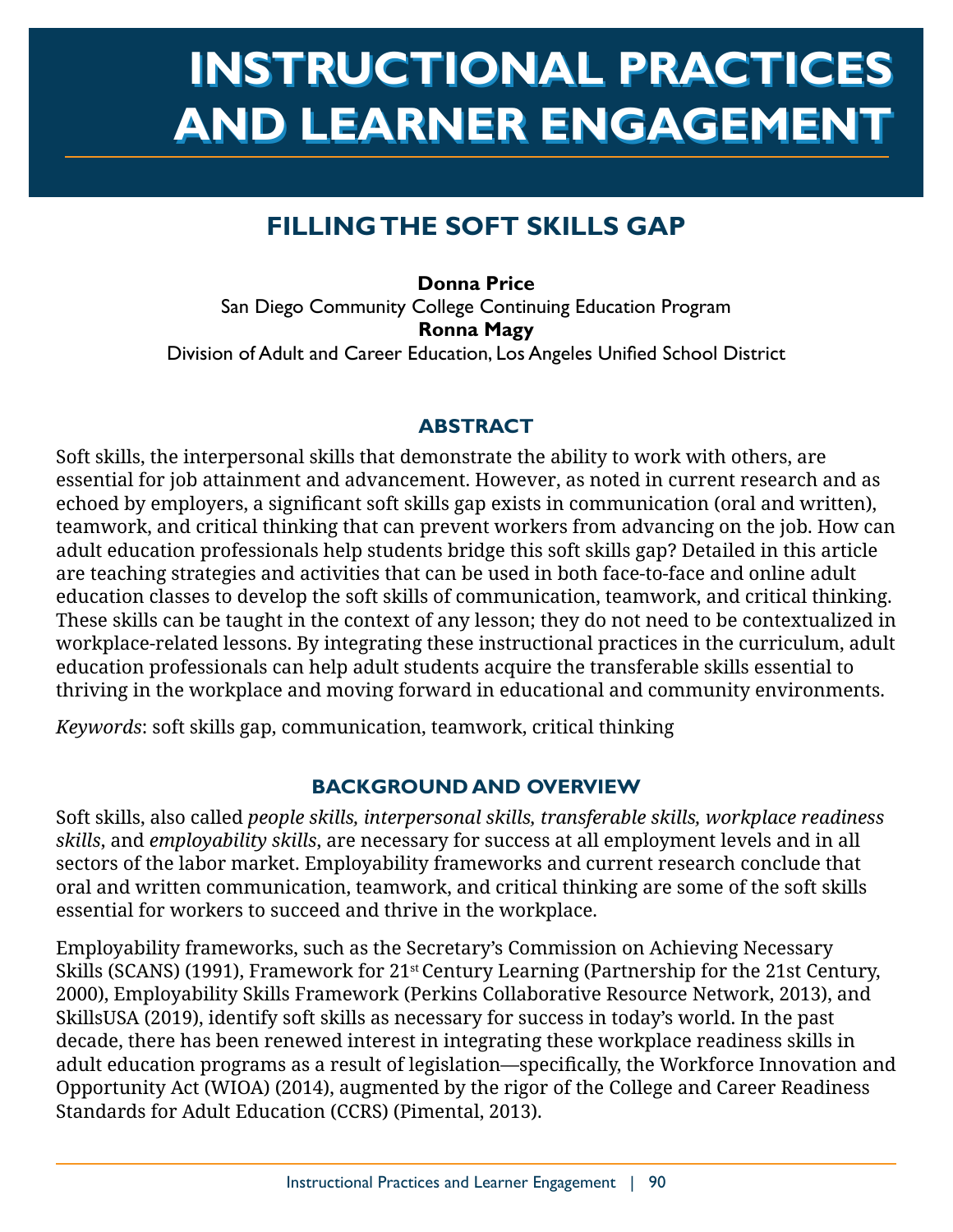# INSTRUCTIONAL PRACTICES AND LEARNER ENGAGEMENT

## FILLING THE SOFT SKILLS GAP

**Donna Price**
San Diego Community College Continuing Education Program
**Ronna Magy**
Division of Adult and Career Education, Los Angeles Unified School District

### ABSTRACT

Soft skills, the interpersonal skills that demonstrate the ability to work with others, are essential for job attainment and advancement. However, as noted in current research and as echoed by employers, a significant soft skills gap exists in communication (oral and written), teamwork, and critical thinking that can prevent workers from advancing on the job. How can adult education professionals help students bridge this soft skills gap? Detailed in this article are teaching strategies and activities that can be used in both face-to-face and online adult education classes to develop the soft skills of communication, teamwork, and critical thinking. These skills can be taught in the context of any lesson; they do not need to be contextualized in workplace-related lessons. By integrating these instructional practices in the curriculum, adult education professionals can help adult students acquire the transferable skills essential to thriving in the workplace and moving forward in educational and community environments.

*Keywords*: soft skills gap, communication, teamwork, critical thinking

### BACKGROUND AND OVERVIEW

Soft skills, also called *people skills, interpersonal skills, transferable skills, workplace readiness skills*, and *employability skills*, are necessary for success at all employment levels and in all sectors of the labor market. Employability frameworks and current research conclude that oral and written communication, teamwork, and critical thinking are some of the soft skills essential for workers to succeed and thrive in the workplace.

Employability frameworks, such as the Secretary's Commission on Achieving Necessary Skills (SCANS) (1991), Framework for 21st Century Learning (Partnership for the 21st Century, 2000), Employability Skills Framework (Perkins Collaborative Resource Network, 2013), and SkillsUSA (2019), identify soft skills as necessary for success in today's world. In the past decade, there has been renewed interest in integrating these workplace readiness skills in adult education programs as a result of legislation—specifically, the Workforce Innovation and Opportunity Act (WIOA) (2014), augmented by the rigor of the College and Career Readiness Standards for Adult Education (CCRS) (Pimental, 2013).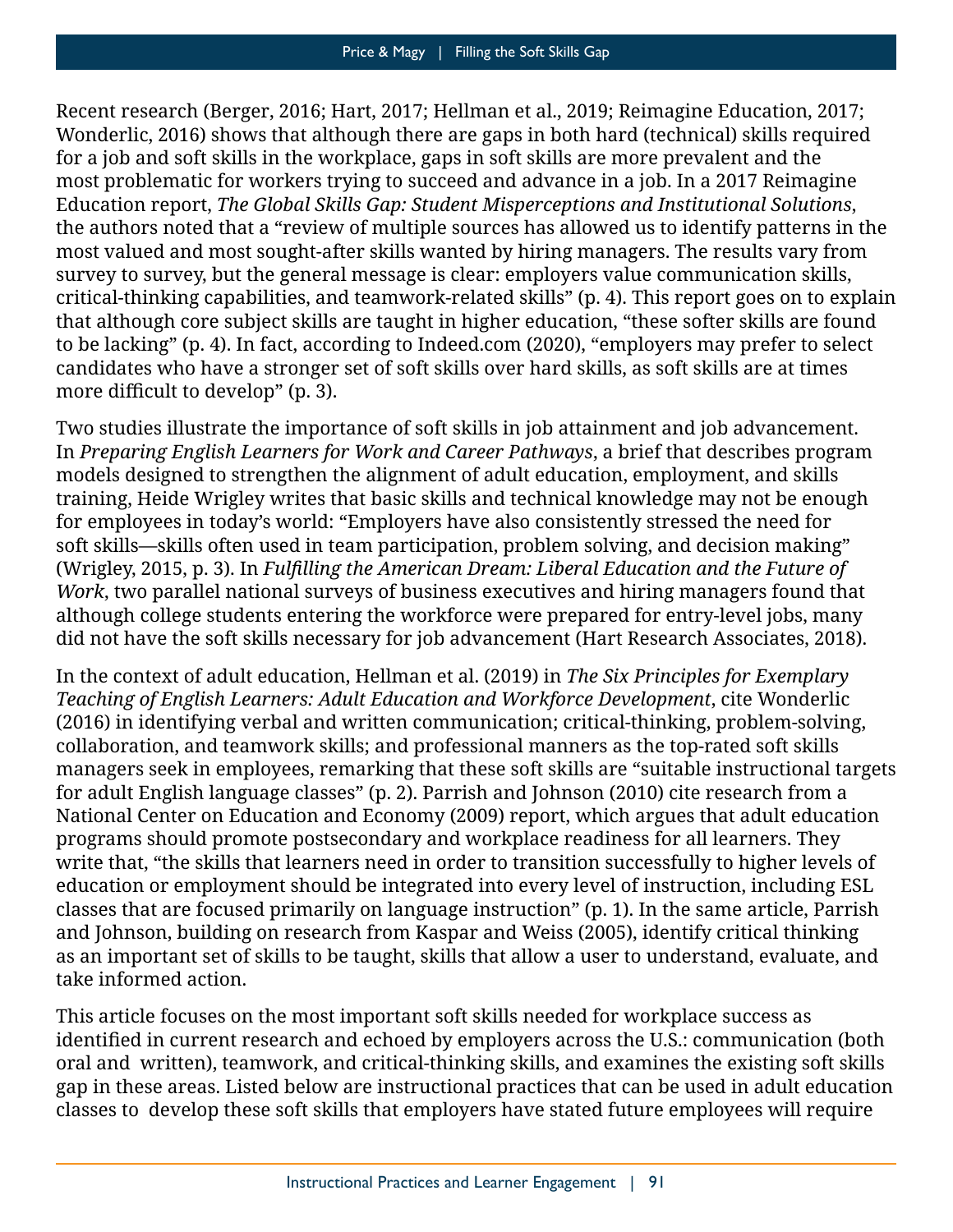Recent research (Berger, 2016; Hart, 2017; Hellman et al., 2019; Reimagine Education, 2017; Wonderlic, 2016) shows that although there are gaps in both hard (technical) skills required for a job and soft skills in the workplace, gaps in soft skills are more prevalent and the most problematic for workers trying to succeed and advance in a job. In a 2017 Reimagine Education report, *The Global Skills Gap: Student Misperceptions and Institutional Solutions*, the authors noted that a "review of multiple sources has allowed us to identify patterns in the most valued and most sought-after skills wanted by hiring managers. The results vary from survey to survey, but the general message is clear: employers value communication skills, critical-thinking capabilities, and teamwork-related skills" (p. 4). This report goes on to explain that although core subject skills are taught in higher education, "these softer skills are found to be lacking" (p. 4). In fact, according to Indeed.com (2020), "employers may prefer to select candidates who have a stronger set of soft skills over hard skills, as soft skills are at times more difficult to develop" (p. 3).

Two studies illustrate the importance of soft skills in job attainment and job advancement. In *Preparing English Learners for Work and Career Pathways*, a brief that describes program models designed to strengthen the alignment of adult education, employment, and skills training, Heide Wrigley writes that basic skills and technical knowledge may not be enough for employees in today's world: "Employers have also consistently stressed the need for soft skills—skills often used in team participation, problem solving, and decision making" (Wrigley, 2015, p. 3). In *Fulfilling the American Dream: Liberal Education and the Future of Work*, two parallel national surveys of business executives and hiring managers found that although college students entering the workforce were prepared for entry-level jobs, many did not have the soft skills necessary for job advancement (Hart Research Associates, 2018).

In the context of adult education, Hellman et al. (2019) in *The Six Principles for Exemplary Teaching of English Learners: Adult Education and Workforce Development*, cite Wonderlic (2016) in identifying verbal and written communication; critical-thinking, problem-solving, collaboration, and teamwork skills; and professional manners as the top-rated soft skills managers seek in employees, remarking that these soft skills are "suitable instructional targets for adult English language classes" (p. 2). Parrish and Johnson (2010) cite research from a National Center on Education and Economy (2009) report, which argues that adult education programs should promote postsecondary and workplace readiness for all learners. They write that, "the skills that learners need in order to transition successfully to higher levels of education or employment should be integrated into every level of instruction, including ESL classes that are focused primarily on language instruction" (p. 1). In the same article, Parrish and Johnson, building on research from Kaspar and Weiss (2005), identify critical thinking as an important set of skills to be taught, skills that allow a user to understand, evaluate, and take informed action.

This article focuses on the most important soft skills needed for workplace success as identified in current research and echoed by employers across the U.S.: communication (both oral and written), teamwork, and critical-thinking skills, and examines the existing soft skills gap in these areas. Listed below are instructional practices that can be used in adult education classes to develop these soft skills that employers have stated future employees will require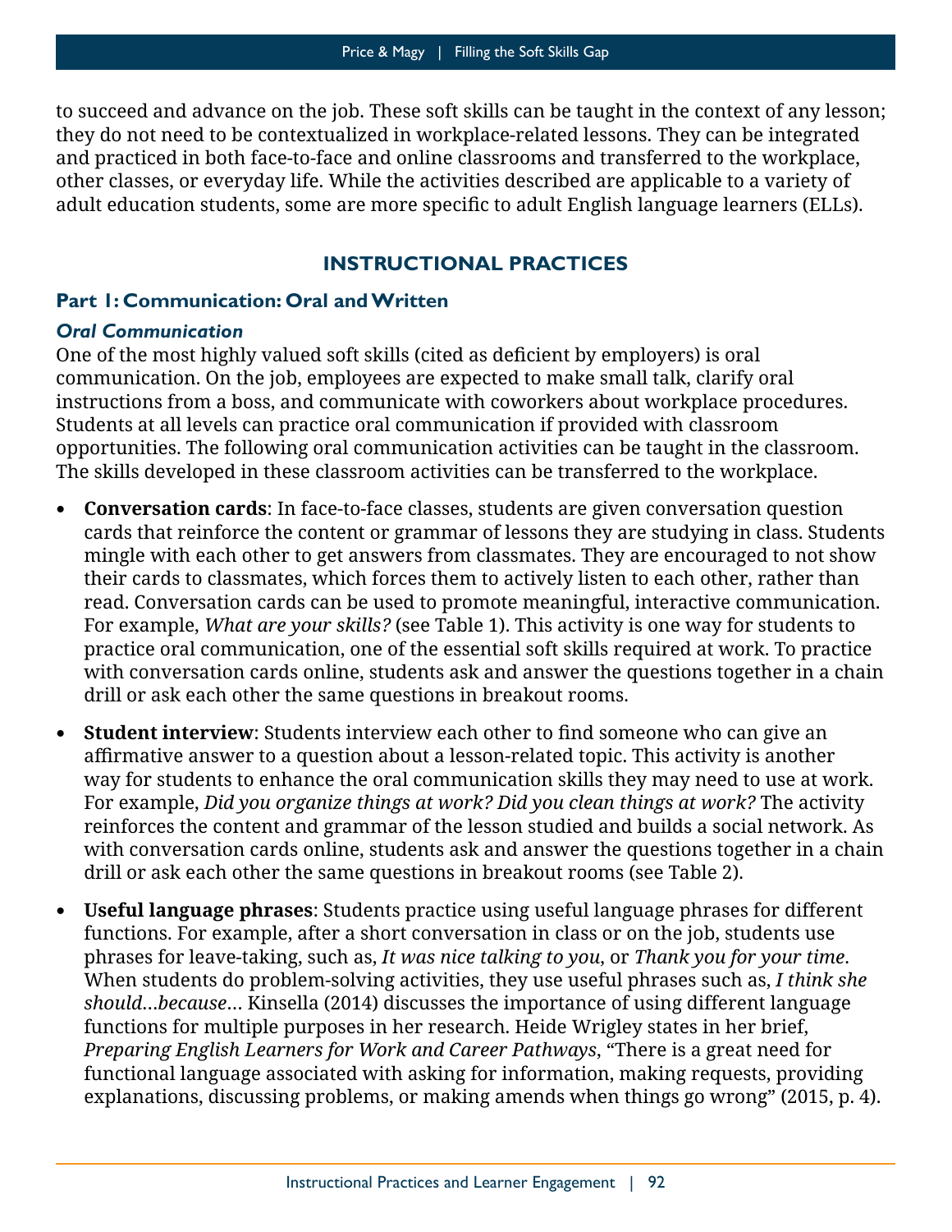to succeed and advance on the job. These soft skills can be taught in the context of any lesson; they do not need to be contextualized in workplace-related lessons. They can be integrated and practiced in both face-to-face and online classrooms and transferred to the workplace, other classes, or everyday life. While the activities described are applicable to a variety of adult education students, some are more specific to adult English language learners (ELLs).

## INSTRUCTIONAL PRACTICES

### Part 1: Communication: Oral and Written

#### *Oral Communication*

One of the most highly valued soft skills (cited as deficient by employers) is oral communication. On the job, employees are expected to make small talk, clarify oral instructions from a boss, and communicate with coworkers about workplace procedures. Students at all levels can practice oral communication if provided with classroom opportunities. The following oral communication activities can be taught in the classroom. The skills developed in these classroom activities can be transferred to the workplace.

- **Conversation cards**: In face-to-face classes, students are given conversation question cards that reinforce the content or grammar of lessons they are studying in class. Students mingle with each other to get answers from classmates. They are encouraged to not show their cards to classmates, which forces them to actively listen to each other, rather than read. Conversation cards can be used to promote meaningful, interactive communication. For example, *What are your skills?* (see Table 1). This activity is one way for students to practice oral communication, one of the essential soft skills required at work. To practice with conversation cards online, students ask and answer the questions together in a chain drill or ask each other the same questions in breakout rooms.

- **Student interview**: Students interview each other to find someone who can give an affirmative answer to a question about a lesson-related topic. This activity is another way for students to enhance the oral communication skills they may need to use at work. For example, *Did you organize things at work? Did you clean things at work?* The activity reinforces the content and grammar of the lesson studied and builds a social network. As with conversation cards online, students ask and answer the questions together in a chain drill or ask each other the same questions in breakout rooms (see Table 2).

- **Useful language phrases**: Students practice using useful language phrases for different functions. For example, after a short conversation in class or on the job, students use phrases for leave-taking, such as, *It was nice talking to you*, or *Thank you for your time*. When students do problem-solving activities, they use useful phrases such as, *I think she should…because…* Kinsella (2014) discusses the importance of using different language functions for multiple purposes in her research. Heide Wrigley states in her brief, *Preparing English Learners for Work and Career Pathways*, "There is a great need for functional language associated with asking for information, making requests, providing explanations, discussing problems, or making amends when things go wrong" (2015, p. 4).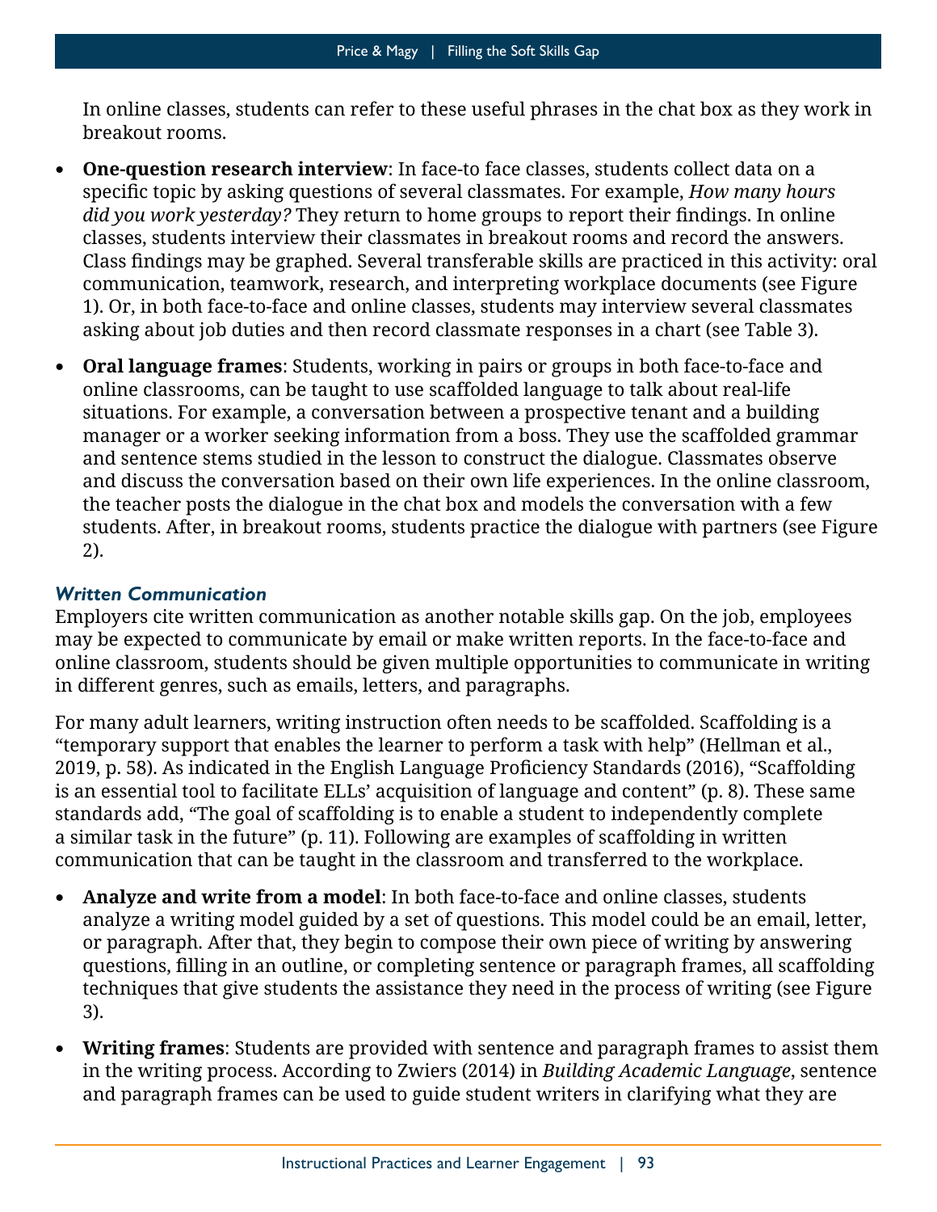In online classes, students can refer to these useful phrases in the chat box as they work in breakout rooms.

- **One-question research interview**: In face-to face classes, students collect data on a specific topic by asking questions of several classmates. For example, *How many hours did you work yesterday?* They return to home groups to report their findings. In online classes, students interview their classmates in breakout rooms and record the answers. Class findings may be graphed. Several transferable skills are practiced in this activity: oral communication, teamwork, research, and interpreting workplace documents (see Figure 1). Or, in both face-to-face and online classes, students may interview several classmates asking about job duties and then record classmate responses in a chart (see Table 3).
- **Oral language frames**: Students, working in pairs or groups in both face-to-face and online classrooms, can be taught to use scaffolded language to talk about real-life situations. For example, a conversation between a prospective tenant and a building manager or a worker seeking information from a boss. They use the scaffolded grammar and sentence stems studied in the lesson to construct the dialogue. Classmates observe and discuss the conversation based on their own life experiences. In the online classroom, the teacher posts the dialogue in the chat box and models the conversation with a few students. After, in breakout rooms, students practice the dialogue with partners (see Figure 2).

### *Written Communication*

Employers cite written communication as another notable skills gap. On the job, employees may be expected to communicate by email or make written reports. In the face-to-face and online classroom, students should be given multiple opportunities to communicate in writing in different genres, such as emails, letters, and paragraphs.

For many adult learners, writing instruction often needs to be scaffolded. Scaffolding is a "temporary support that enables the learner to perform a task with help" (Hellman et al., 2019, p. 58). As indicated in the English Language Proficiency Standards (2016), "Scaffolding is an essential tool to facilitate ELLs' acquisition of language and content" (p. 8). These same standards add, "The goal of scaffolding is to enable a student to independently complete a similar task in the future" (p. 11). Following are examples of scaffolding in written communication that can be taught in the classroom and transferred to the workplace.

- **Analyze and write from a model**: In both face-to-face and online classes, students analyze a writing model guided by a set of questions. This model could be an email, letter, or paragraph. After that, they begin to compose their own piece of writing by answering questions, filling in an outline, or completing sentence or paragraph frames, all scaffolding techniques that give students the assistance they need in the process of writing (see Figure 3).
- **Writing frames**: Students are provided with sentence and paragraph frames to assist them in the writing process. According to Zwiers (2014) in *Building Academic Language*, sentence and paragraph frames can be used to guide student writers in clarifying what they are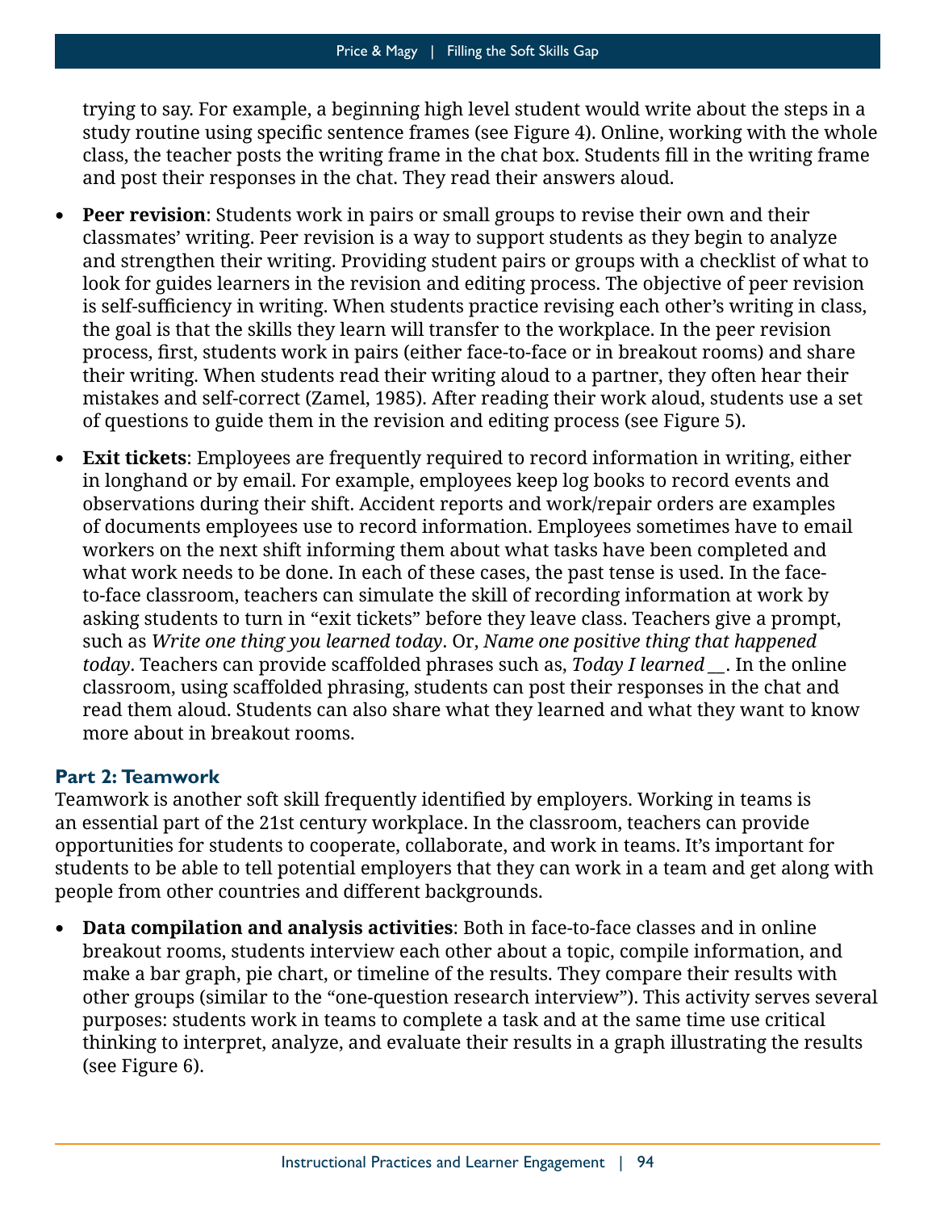trying to say. For example, a beginning high level student would write about the steps in a study routine using specific sentence frames (see Figure 4). Online, working with the whole class, the teacher posts the writing frame in the chat box. Students fill in the writing frame and post their responses in the chat. They read their answers aloud.

- **Peer revision**: Students work in pairs or small groups to revise their own and their classmates' writing. Peer revision is a way to support students as they begin to analyze and strengthen their writing. Providing student pairs or groups with a checklist of what to look for guides learners in the revision and editing process. The objective of peer revision is self-sufficiency in writing. When students practice revising each other's writing in class, the goal is that the skills they learn will transfer to the workplace. In the peer revision process, first, students work in pairs (either face-to-face or in breakout rooms) and share their writing. When students read their writing aloud to a partner, they often hear their mistakes and self-correct (Zamel, 1985). After reading their work aloud, students use a set of questions to guide them in the revision and editing process (see Figure 5).
- **Exit tickets**: Employees are frequently required to record information in writing, either in longhand or by email. For example, employees keep log books to record events and observations during their shift. Accident reports and work/repair orders are examples of documents employees use to record information. Employees sometimes have to email workers on the next shift informing them about what tasks have been completed and what work needs to be done. In each of these cases, the past tense is used. In the face-to-face classroom, teachers can simulate the skill of recording information at work by asking students to turn in "exit tickets" before they leave class. Teachers give a prompt, such as *Write one thing you learned today*. Or, *Name one positive thing that happened today*. Teachers can provide scaffolded phrases such as, *Today I learned* __. In the online classroom, using scaffolded phrasing, students can post their responses in the chat and read them aloud. Students can also share what they learned and what they want to know more about in breakout rooms.

### Part 2: Teamwork

Teamwork is another soft skill frequently identified by employers. Working in teams is an essential part of the 21st century workplace. In the classroom, teachers can provide opportunities for students to cooperate, collaborate, and work in teams. It's important for students to be able to tell potential employers that they can work in a team and get along with people from other countries and different backgrounds.

- **Data compilation and analysis activities**: Both in face-to-face classes and in online breakout rooms, students interview each other about a topic, compile information, and make a bar graph, pie chart, or timeline of the results. They compare their results with other groups (similar to the "one-question research interview"). This activity serves several purposes: students work in teams to complete a task and at the same time use critical thinking to interpret, analyze, and evaluate their results in a graph illustrating the results (see Figure 6).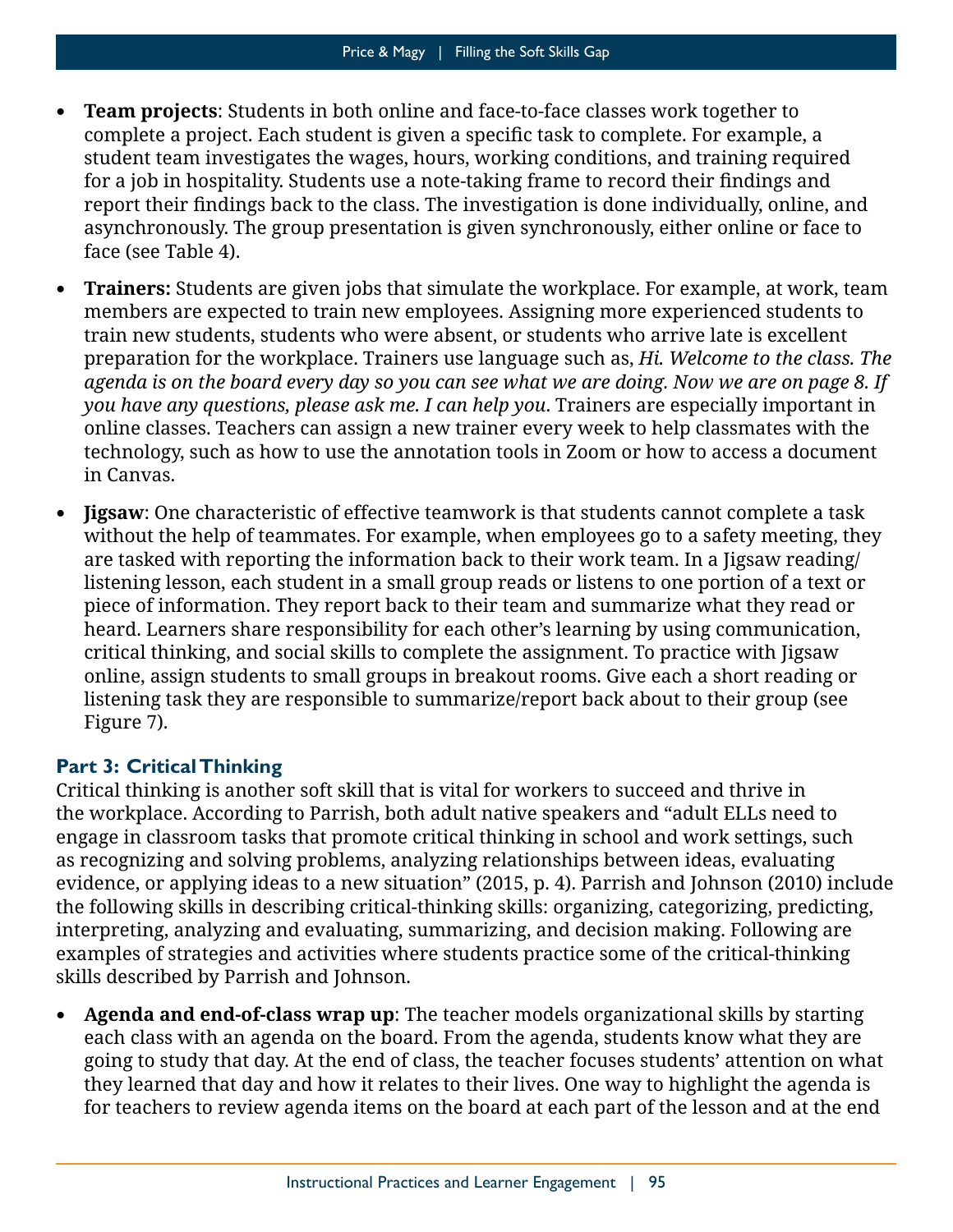- **Team projects**: Students in both online and face-to-face classes work together to complete a project. Each student is given a specific task to complete. For example, a student team investigates the wages, hours, working conditions, and training required for a job in hospitality. Students use a note-taking frame to record their findings and report their findings back to the class. The investigation is done individually, online, and asynchronously. The group presentation is given synchronously, either online or face to face (see Table 4).
- **Trainers:** Students are given jobs that simulate the workplace. For example, at work, team members are expected to train new employees. Assigning more experienced students to train new students, students who were absent, or students who arrive late is excellent preparation for the workplace. Trainers use language such as, *Hi. Welcome to the class. The agenda is on the board every day so you can see what we are doing. Now we are on page 8. If you have any questions, please ask me. I can help you*. Trainers are especially important in online classes. Teachers can assign a new trainer every week to help classmates with the technology, such as how to use the annotation tools in Zoom or how to access a document in Canvas.
- **Jigsaw**: One characteristic of effective teamwork is that students cannot complete a task without the help of teammates. For example, when employees go to a safety meeting, they are tasked with reporting the information back to their work team. In a Jigsaw reading/listening lesson, each student in a small group reads or listens to one portion of a text or piece of information. They report back to their team and summarize what they read or heard. Learners share responsibility for each other's learning by using communication, critical thinking, and social skills to complete the assignment. To practice with Jigsaw online, assign students to small groups in breakout rooms. Give each a short reading or listening task they are responsible to summarize/report back about to their group (see Figure 7).

### Part 3: Critical Thinking

Critical thinking is another soft skill that is vital for workers to succeed and thrive in the workplace. According to Parrish, both adult native speakers and "adult ELLs need to engage in classroom tasks that promote critical thinking in school and work settings, such as recognizing and solving problems, analyzing relationships between ideas, evaluating evidence, or applying ideas to a new situation" (2015, p. 4). Parrish and Johnson (2010) include the following skills in describing critical-thinking skills: organizing, categorizing, predicting, interpreting, analyzing and evaluating, summarizing, and decision making. Following are examples of strategies and activities where students practice some of the critical-thinking skills described by Parrish and Johnson.

- **Agenda and end-of-class wrap up**: The teacher models organizational skills by starting each class with an agenda on the board. From the agenda, students know what they are going to study that day. At the end of class, the teacher focuses students' attention on what they learned that day and how it relates to their lives. One way to highlight the agenda is for teachers to review agenda items on the board at each part of the lesson and at the end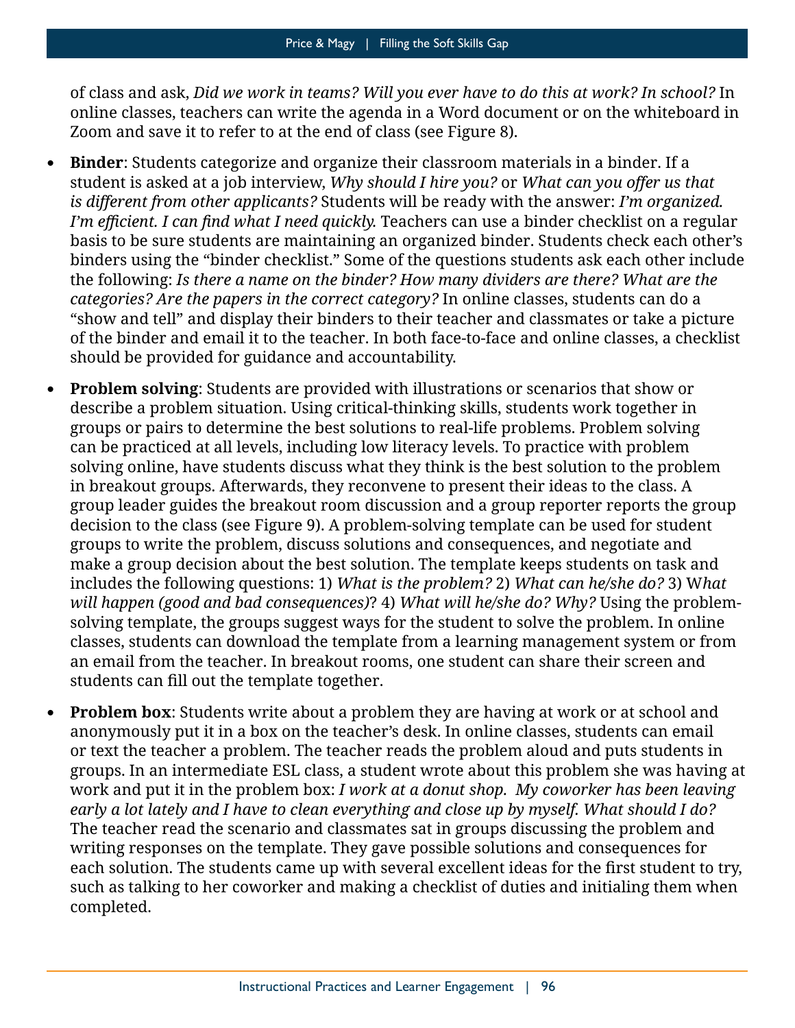of class and ask, *Did we work in teams? Will you ever have to do this at work? In school?* In online classes, teachers can write the agenda in a Word document or on the whiteboard in Zoom and save it to refer to at the end of class (see Figure 8).

- **Binder**: Students categorize and organize their classroom materials in a binder. If a student is asked at a job interview, *Why should I hire you?* or *What can you offer us that is different from other applicants?* Students will be ready with the answer: *I'm organized. I'm efficient. I can find what I need quickly.* Teachers can use a binder checklist on a regular basis to be sure students are maintaining an organized binder. Students check each other's binders using the "binder checklist." Some of the questions students ask each other include the following: *Is there a name on the binder? How many dividers are there? What are the categories? Are the papers in the correct category?* In online classes, students can do a "show and tell" and display their binders to their teacher and classmates or take a picture of the binder and email it to the teacher. In both face-to-face and online classes, a checklist should be provided for guidance and accountability.
- **Problem solving**: Students are provided with illustrations or scenarios that show or describe a problem situation. Using critical-thinking skills, students work together in groups or pairs to determine the best solutions to real-life problems. Problem solving can be practiced at all levels, including low literacy levels. To practice with problem solving online, have students discuss what they think is the best solution to the problem in breakout groups. Afterwards, they reconvene to present their ideas to the class. A group leader guides the breakout room discussion and a group reporter reports the group decision to the class (see Figure 9). A problem-solving template can be used for student groups to write the problem, discuss solutions and consequences, and negotiate and make a group decision about the best solution. The template keeps students on task and includes the following questions: 1) *What is the problem?* 2) *What can he/she do?* 3) W*hat will happen (good and bad consequences)*? 4) *What will he/she do? Why?* Using the problem-solving template, the groups suggest ways for the student to solve the problem. In online classes, students can download the template from a learning management system or from an email from the teacher. In breakout rooms, one student can share their screen and students can fill out the template together.
- **Problem box**: Students write about a problem they are having at work or at school and anonymously put it in a box on the teacher's desk. In online classes, students can email or text the teacher a problem. The teacher reads the problem aloud and puts students in groups. In an intermediate ESL class, a student wrote about this problem she was having at work and put it in the problem box: *I work at a donut shop. My coworker has been leaving early a lot lately and I have to clean everything and close up by myself. What should I do?* The teacher read the scenario and classmates sat in groups discussing the problem and writing responses on the template. They gave possible solutions and consequences for each solution. The students came up with several excellent ideas for the first student to try, such as talking to her coworker and making a checklist of duties and initialing them when completed.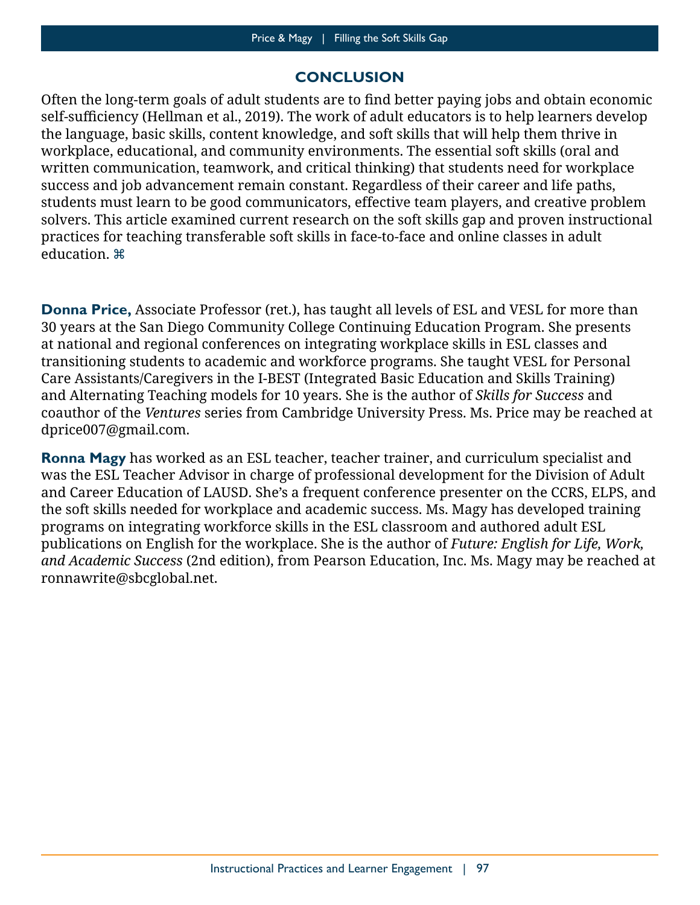## CONCLUSION

Often the long-term goals of adult students are to find better paying jobs and obtain economic self-sufficiency (Hellman et al., 2019). The work of adult educators is to help learners develop the language, basic skills, content knowledge, and soft skills that will help them thrive in workplace, educational, and community environments. The essential soft skills (oral and written communication, teamwork, and critical thinking) that students need for workplace success and job advancement remain constant. Regardless of their career and life paths, students must learn to be good communicators, effective team players, and creative problem solvers. This article examined current research on the soft skills gap and proven instructional practices for teaching transferable soft skills in face-to-face and online classes in adult education. ⌘

**Donna Price,** Associate Professor (ret.), has taught all levels of ESL and VESL for more than 30 years at the San Diego Community College Continuing Education Program. She presents at national and regional conferences on integrating workplace skills in ESL classes and transitioning students to academic and workforce programs. She taught VESL for Personal Care Assistants/Caregivers in the I-BEST (Integrated Basic Education and Skills Training) and Alternating Teaching models for 10 years. She is the author of *Skills for Success* and coauthor of the *Ventures* series from Cambridge University Press. Ms. Price may be reached at dprice007@gmail.com.

**Ronna Magy** has worked as an ESL teacher, teacher trainer, and curriculum specialist and was the ESL Teacher Advisor in charge of professional development for the Division of Adult and Career Education of LAUSD. She's a frequent conference presenter on the CCRS, ELPS, and the soft skills needed for workplace and academic success. Ms. Magy has developed training programs on integrating workforce skills in the ESL classroom and authored adult ESL publications on English for the workplace. She is the author of *Future: English for Life, Work, and Academic Success* (2nd edition), from Pearson Education, Inc. Ms. Magy may be reached at ronnawrite@sbcglobal.net.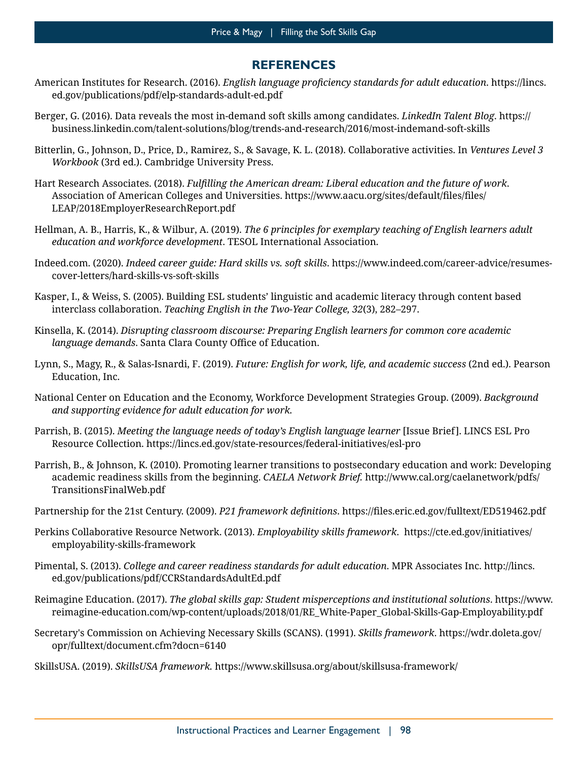## REFERENCES

American Institutes for Research. (2016). *English language proficiency standards for adult education*. https://lincs.ed.gov/publications/pdf/elp-standards-adult-ed.pdf

Berger, G. (2016). Data reveals the most in-demand soft skills among candidates. *LinkedIn Talent Blog*. https://business.linkedin.com/talent-solutions/blog/trends-and-research/2016/most-indemand-soft-skills

Bitterlin, G., Johnson, D., Price, D., Ramirez, S., & Savage, K. L. (2018). Collaborative activities. In *Ventures Level 3 Workbook* (3rd ed.). Cambridge University Press.

Hart Research Associates. (2018). *Fulfilling the American dream: Liberal education and the future of work*. Association of American Colleges and Universities. https://www.aacu.org/sites/default/files/files/LEAP/2018EmployerResearchReport.pdf

Hellman, A. B., Harris, K., & Wilbur, A. (2019). *The 6 principles for exemplary teaching of English learners adult education and workforce development*. TESOL International Association.

Indeed.com. (2020). *Indeed career guide: Hard skills vs. soft skills*. https://www.indeed.com/career-advice/resumes-cover-letters/hard-skills-vs-soft-skills

Kasper, I., & Weiss, S. (2005). Building ESL students' linguistic and academic literacy through content based interclass collaboration. *Teaching English in the Two-Year College, 32*(3), 282–297.

Kinsella, K. (2014). *Disrupting classroom discourse: Preparing English learners for common core academic language demands*. Santa Clara County Office of Education.

Lynn, S., Magy, R., & Salas-Isnardi, F. (2019). *Future: English for work, life, and academic success* (2nd ed.). Pearson Education, Inc.

National Center on Education and the Economy, Workforce Development Strategies Group. (2009). *Background and supporting evidence for adult education for work.*

Parrish, B. (2015). *Meeting the language needs of today's English language learner* [Issue Brief]. LINCS ESL Pro Resource Collection. https://lincs.ed.gov/state-resources/federal-initiatives/esl-pro

Parrish, B., & Johnson, K. (2010). Promoting learner transitions to postsecondary education and work: Developing academic readiness skills from the beginning. *CAELA Network Brief.* http://www.cal.org/caelanetwork/pdfs/TransitionsFinalWeb.pdf

Partnership for the 21st Century. (2009). *P21 framework definitions*. https://files.eric.ed.gov/fulltext/ED519462.pdf

Perkins Collaborative Resource Network. (2013). *Employability skills framework*. https://cte.ed.gov/initiatives/employability-skills-framework

Pimental, S. (2013). *College and career readiness standards for adult education*. MPR Associates Inc. http://lincs.ed.gov/publications/pdf/CCRStandardsAdultEd.pdf

Reimagine Education. (2017). *The global skills gap: Student misperceptions and institutional solutions*. https://www.reimagine-education.com/wp-content/uploads/2018/01/RE_White-Paper_Global-Skills-Gap-Employability.pdf

Secretary's Commission on Achieving Necessary Skills (SCANS). (1991). *Skills framework*. https://wdr.doleta.gov/opr/fulltext/document.cfm?docn=6140

SkillsUSA. (2019). *SkillsUSA framework.* https://www.skillsusa.org/about/skillsusa-framework/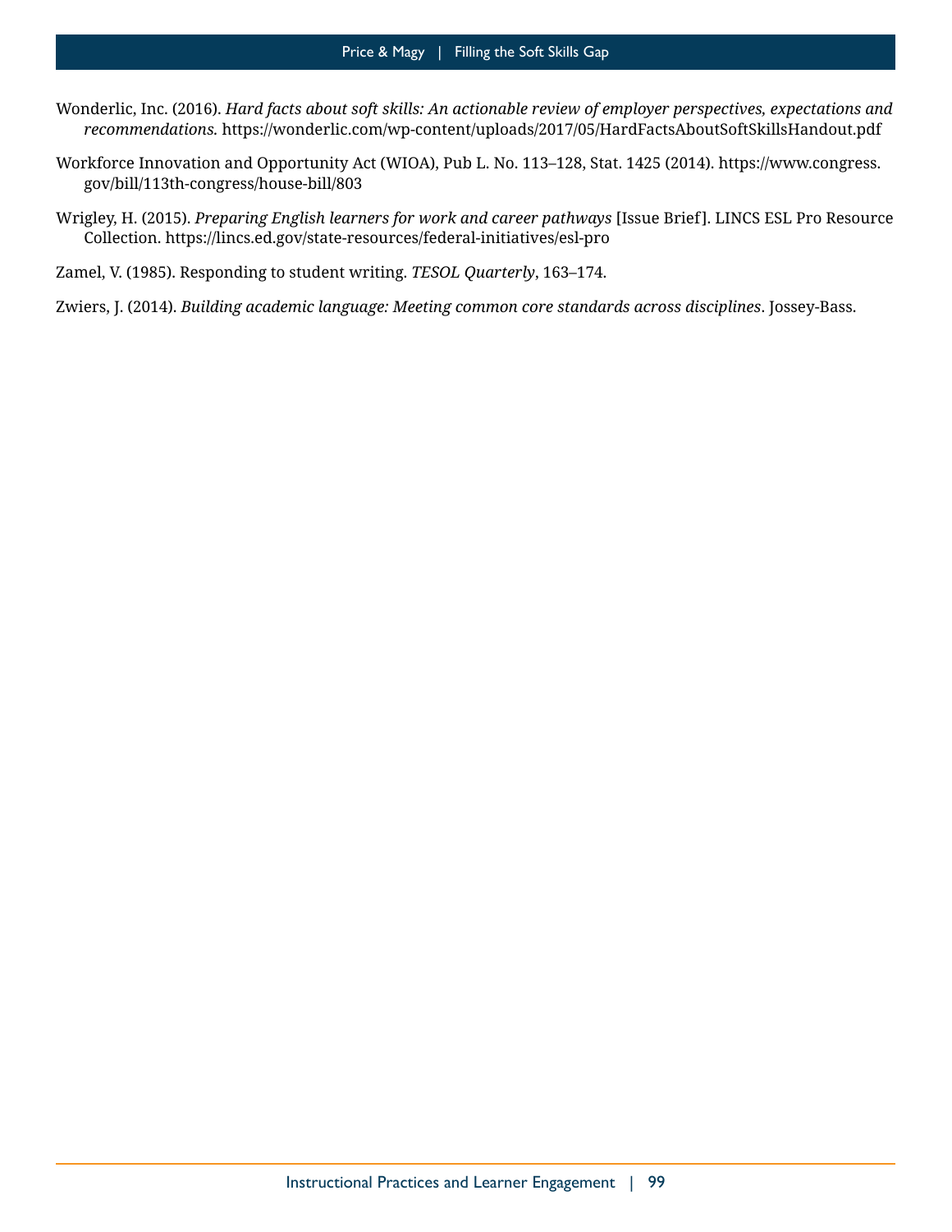Wonderlic, Inc. (2016). *Hard facts about soft skills: An actionable review of employer perspectives, expectations and recommendations.* https://wonderlic.com/wp-content/uploads/2017/05/HardFactsAboutSoftSkillsHandout.pdf

Workforce Innovation and Opportunity Act (WIOA), Pub L. No. 113–128, Stat. 1425 (2014). https://www.congress.gov/bill/113th-congress/house-bill/803

Wrigley, H. (2015). *Preparing English learners for work and career pathways* [Issue Brief]. LINCS ESL Pro Resource Collection. https://lincs.ed.gov/state-resources/federal-initiatives/esl-pro

Zamel, V. (1985). Responding to student writing. *TESOL Quarterly*, 163–174.

Zwiers, J. (2014). *Building academic language: Meeting common core standards across disciplines*. Jossey-Bass.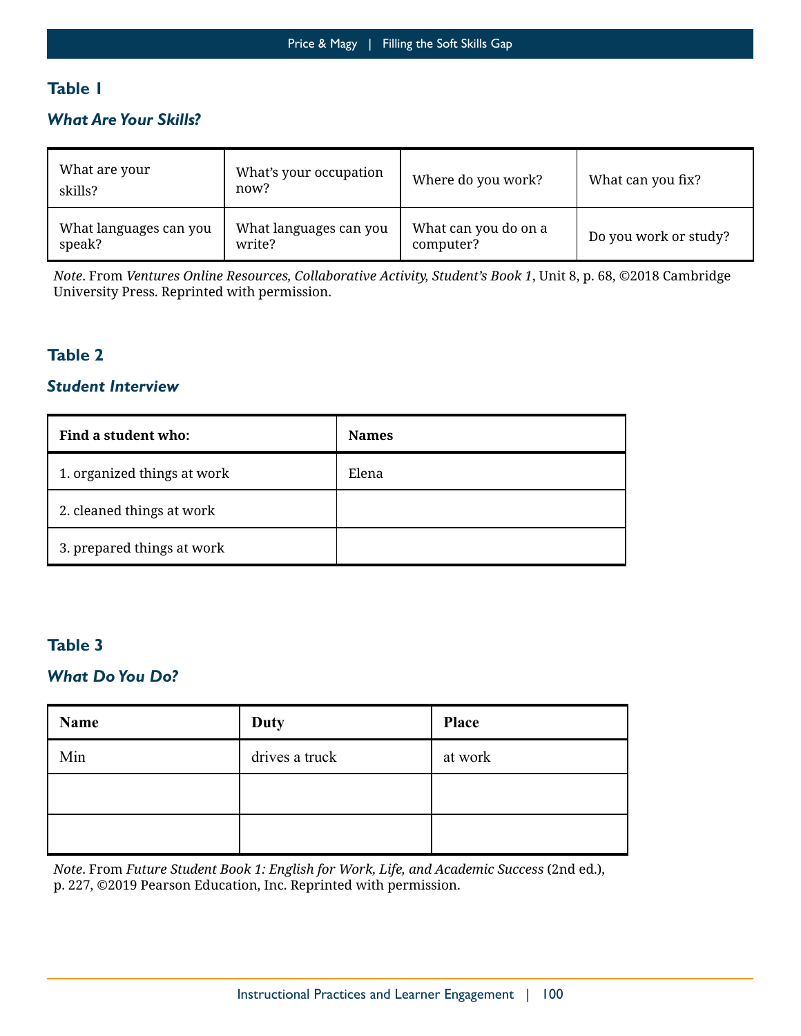**Table 1**

***What Are Your Skills?***

| | | | |
|---|---|---|---|
| What are your skills? | What's your occupation now? | Where do you work? | What can you fix? |
| What languages can you speak? | What languages can you write? | What can you do on a computer? | Do you work or study? |

*Note*. From *Ventures Online Resources, Collaborative Activity, Student's Book 1*, Unit 8, p. 68, ©2018 Cambridge University Press. Reprinted with permission.

**Table 2**

***Student Interview***

| **Find a student who:** | **Names** |
|---|---|
| 1. organized things at work | Elena |
| 2. cleaned things at work | |
| 3. prepared things at work | |

**Table 3**

***What Do You Do?***

| **Name** | **Duty** | **Place** |
|---|---|---|
| Min | drives a truck | at work |
| | | |
| | | |

*Note*. From *Future Student Book 1: English for Work, Life, and Academic Success* (2nd ed.), p. 227, ©2019 Pearson Education, Inc. Reprinted with permission.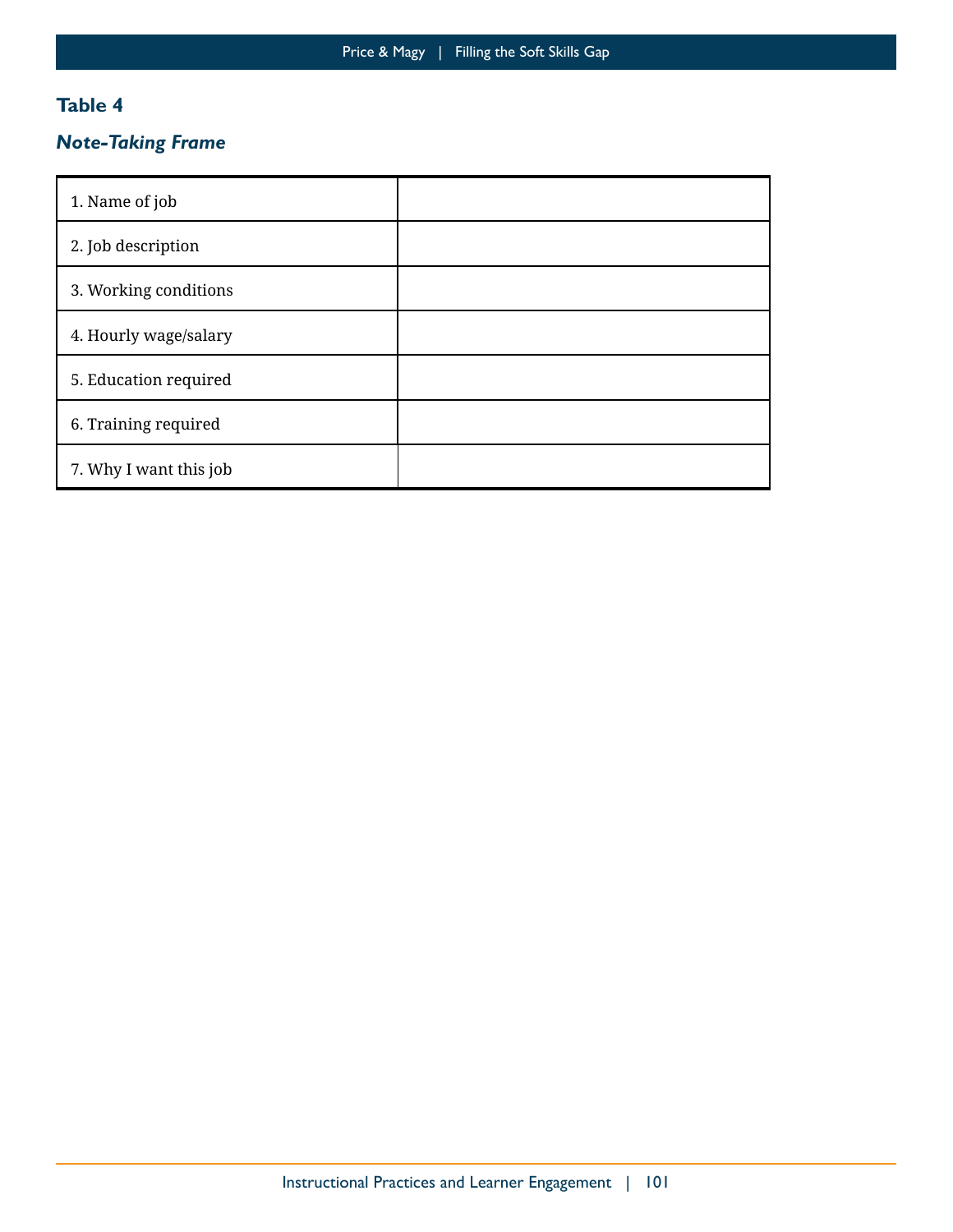**Table 4**

***Note-Taking Frame***

| | |
|---|---|
| 1. Name of job | |
| 2. Job description | |
| 3. Working conditions | |
| 4. Hourly wage/salary | |
| 5. Education required | |
| 6. Training required | |
| 7. Why I want this job | |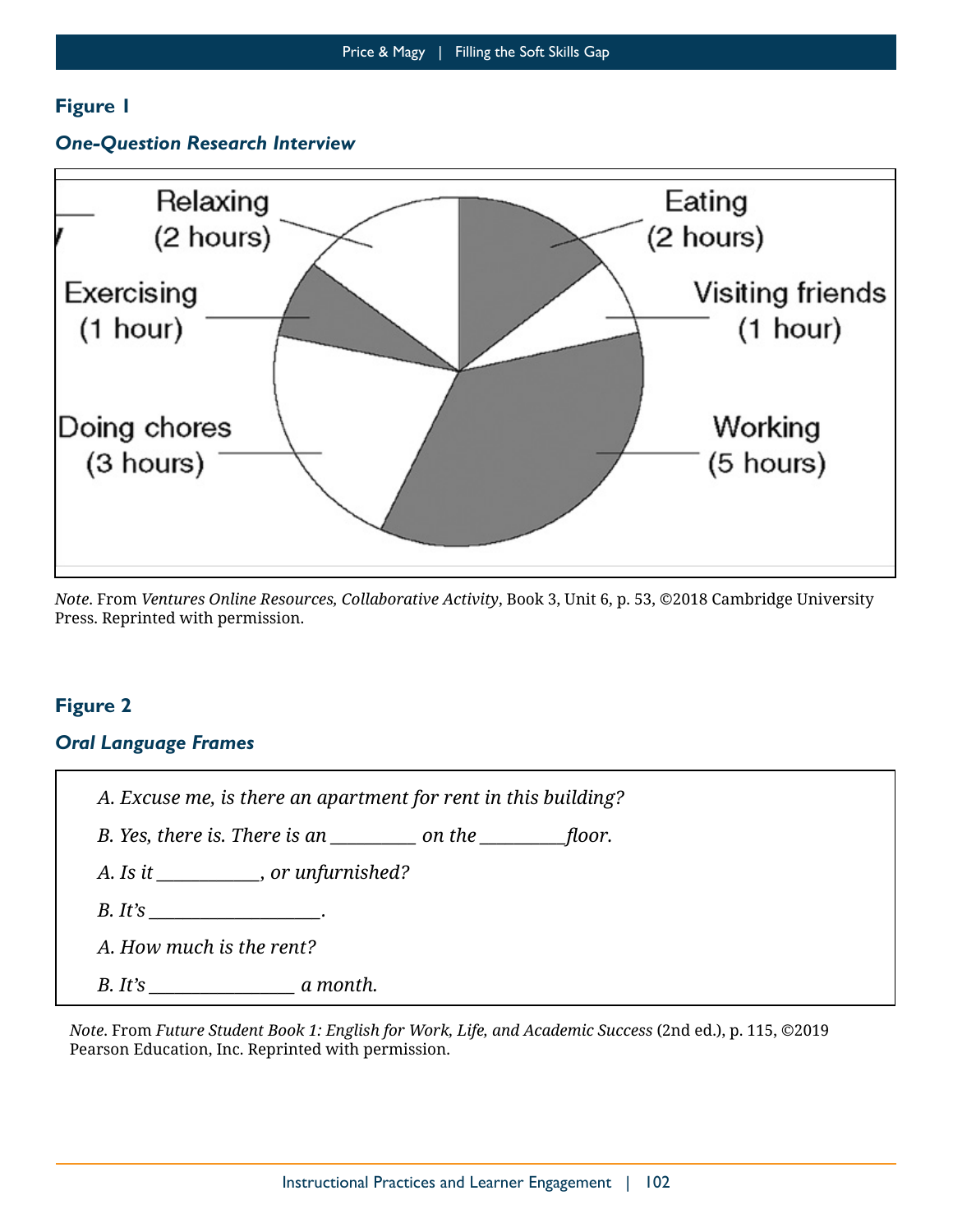**Figure 1**

***One-Question Research Interview***

Relaxing (2 hours)

Eating (2 hours)

Exercising (1 hour)

Visiting friends (1 hour)

Doing chores (3 hours)

Working (5 hours)

*Note*. From *Ventures Online Resources, Collaborative Activity*, Book 3, Unit 6, p. 53, ©2018 Cambridge University Press. Reprinted with permission.

**Figure 2**

***Oral Language Frames***

*A. Excuse me, is there an apartment for rent in this building?*

*B. Yes, there is. There is an __________ on the __________floor.*

*A. Is it ____________, or unfurnished?*

*B. It's ____________________.*

*A. How much is the rent?*

*B. It's _________________ a month.*

*Note*. From *Future Student Book 1: English for Work, Life, and Academic Success* (2nd ed.), p. 115, ©2019 Pearson Education, Inc. Reprinted with permission.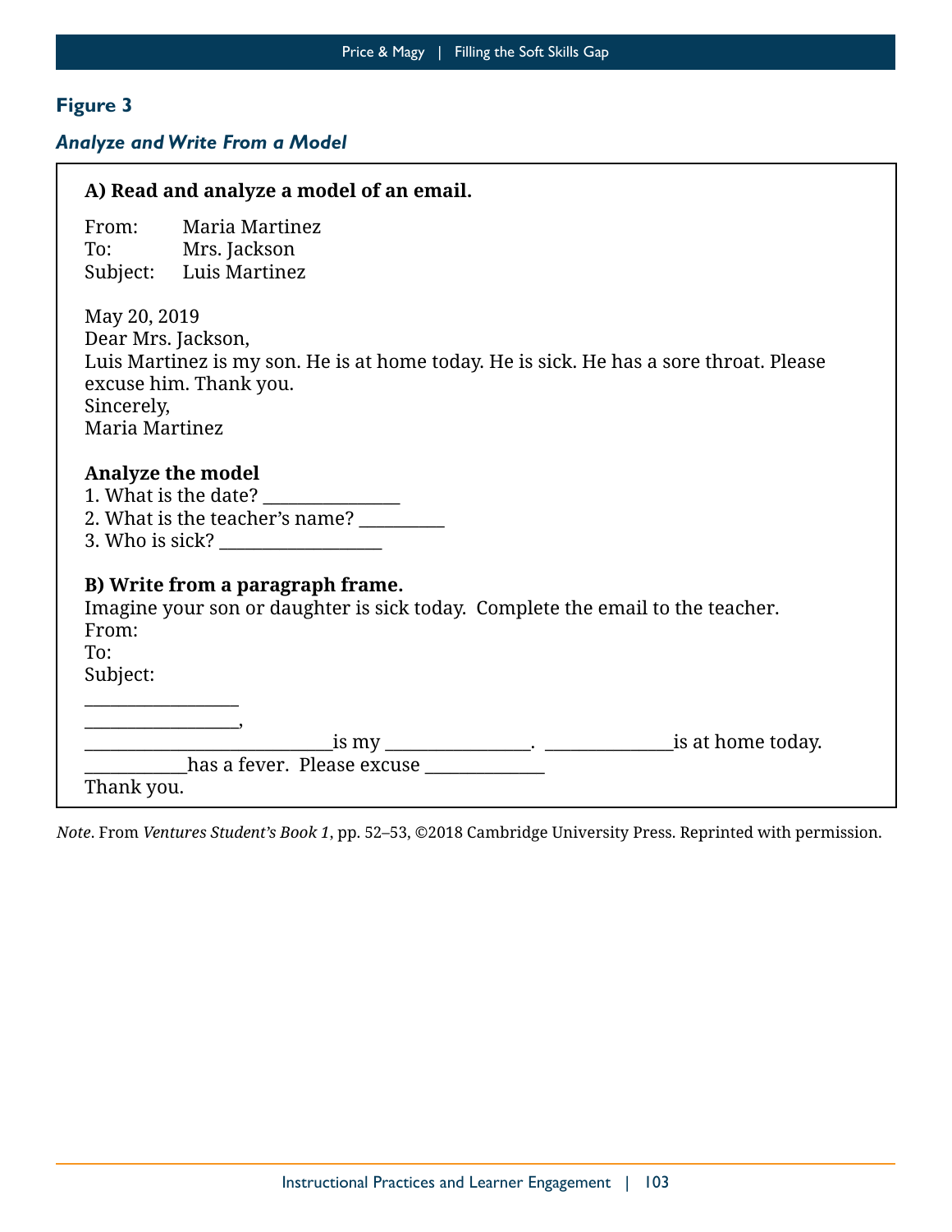## Figure 3

### *Analyze and Write From a Model*

**A) Read and analyze a model of an email.**

From: Maria Martinez
To: Mrs. Jackson
Subject: Luis Martinez

May 20, 2019
Dear Mrs. Jackson,
Luis Martinez is my son. He is at home today. He is sick. He has a sore throat. Please excuse him. Thank you.
Sincerely,
Maria Martinez

**Analyze the model**

1. What is the date? _______________
2. What is the teacher's name? _________
3. Who is sick? __________________

**B) Write from a paragraph frame.**

Imagine your son or daughter is sick today. Complete the email to the teacher.
From:
To:
Subject:

_________________
_________________,
___________________________is my ________________. ______________is at home today.
___________has a fever. Please excuse _____________
Thank you.

*Note*. From *Ventures Student's Book 1*, pp. 52–53, ©2018 Cambridge University Press. Reprinted with permission.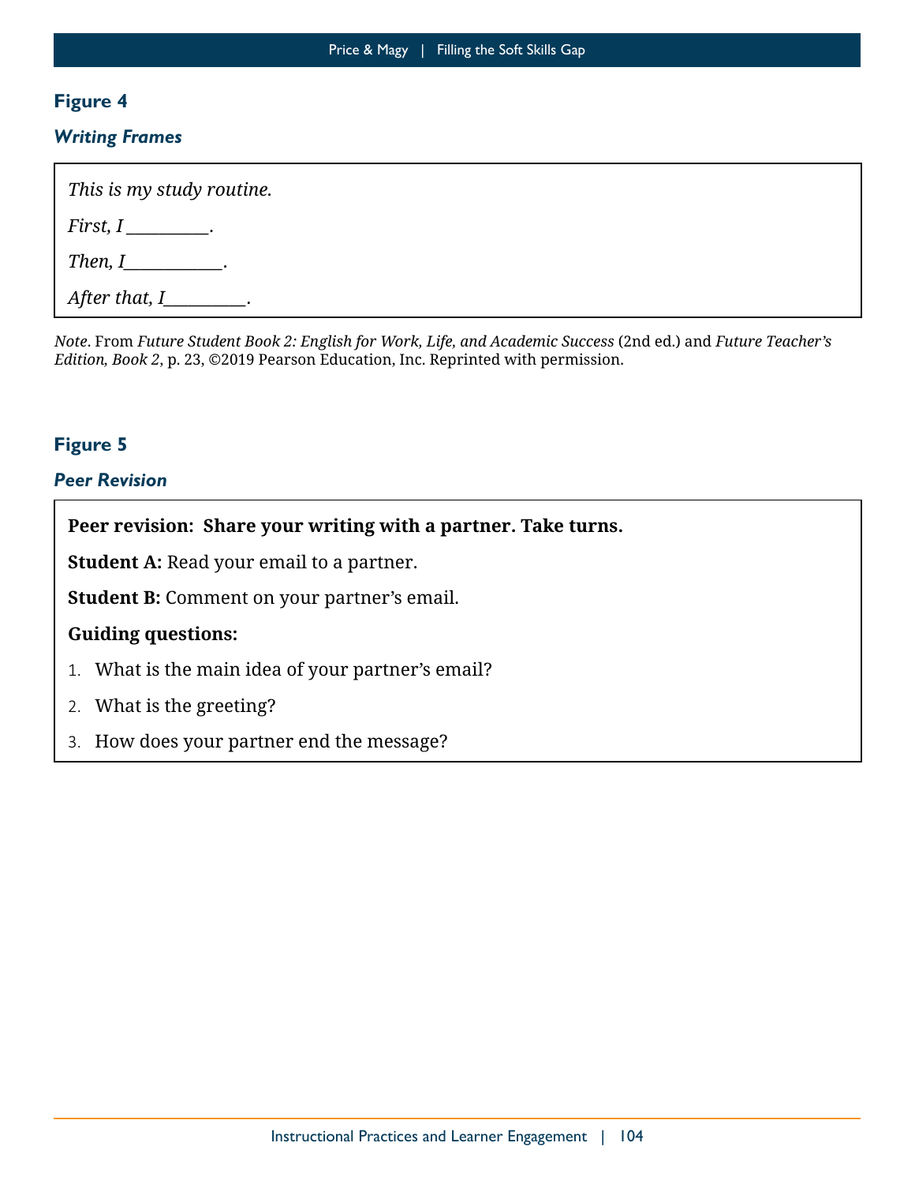**Figure 4**

***Writing Frames***

*This is my study routine.*

*First, I _________.*

*Then, I___________.*

*After that, I_________.*

*Note*. From *Future Student Book 2: English for Work, Life, and Academic Success* (2nd ed.) and *Future Teacher's Edition, Book 2*, p. 23, ©2019 Pearson Education, Inc. Reprinted with permission.

**Figure 5**

***Peer Revision***

**Peer revision: Share your writing with a partner. Take turns.**

**Student A:** Read your email to a partner.

**Student B:** Comment on your partner's email.

**Guiding questions:**

1. What is the main idea of your partner's email?
2. What is the greeting?
3. How does your partner end the message?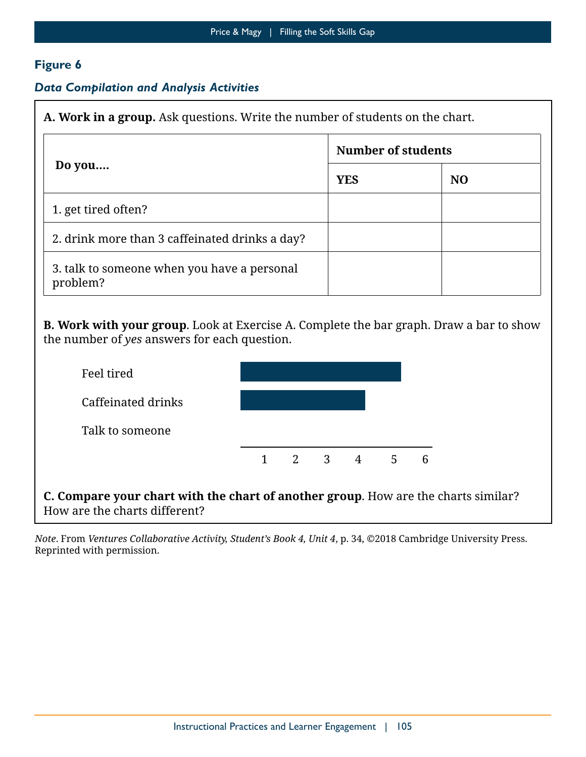## Figure 6

*Data Compilation and Analysis Activities*

**A. Work in a group.** Ask questions. Write the number of students on the chart.

| Do you.... | Number of students | |
|---|---|---|
| | **YES** | **NO** |
| 1. get tired often? | | |
| 2. drink more than 3 caffeinated drinks a day? | | |
| 3. talk to someone when you have a personal problem? | | |

**B. Work with your group**. Look at Exercise A. Complete the bar graph. Draw a bar to show the number of *yes* answers for each question.

Feel tired

Caffeinated drinks

Talk to someone

1 2 3 4 5 6

**C. Compare your chart with the chart of another group**. How are the charts similar? How are the charts different?

*Note*. From *Ventures Collaborative Activity, Student's Book 4, Unit 4*, p. 34, ©2018 Cambridge University Press. Reprinted with permission.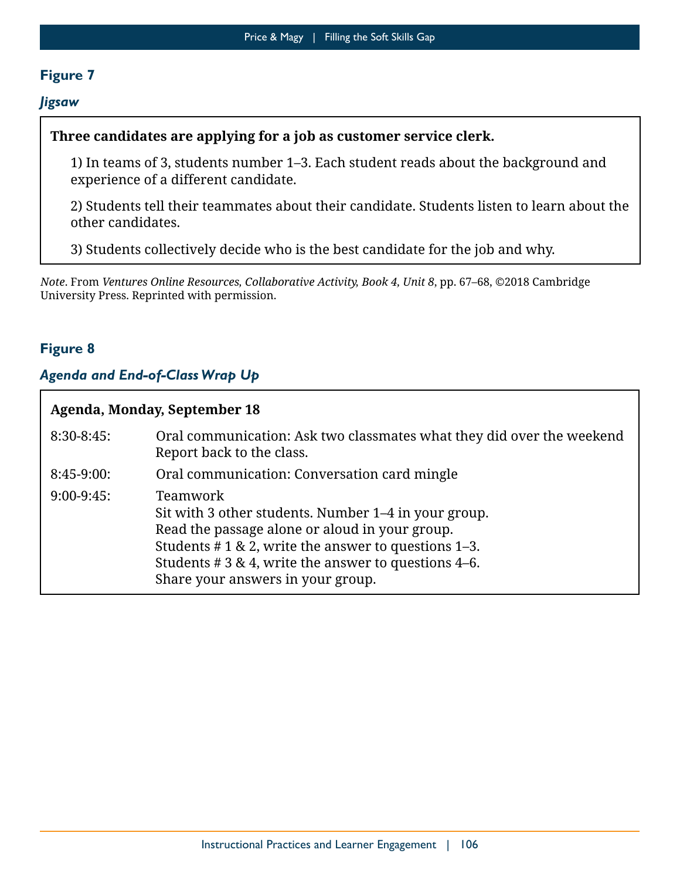**Figure 7**

***Jigsaw***

**Three candidates are applying for a job as customer service clerk.**

1) In teams of 3, students number 1–3. Each student reads about the background and experience of a different candidate.

2) Students tell their teammates about their candidate. Students listen to learn about the other candidates.

3) Students collectively decide who is the best candidate for the job and why.

*Note*. From *Ventures Online Resources, Collaborative Activity, Book 4, Unit 8*, pp. 67–68, ©2018 Cambridge University Press. Reprinted with permission.

**Figure 8**

***Agenda and End-of-Class Wrap Up***

**Agenda, Monday, September 18**

| | |
|---|---|
| 8:30-8:45: | Oral communication: Ask two classmates what they did over the weekend Report back to the class. |
| 8:45-9:00: | Oral communication: Conversation card mingle |
| 9:00-9:45: | Teamwork<br>Sit with 3 other students. Number 1–4 in your group.<br>Read the passage alone or aloud in your group.<br>Students # 1 & 2, write the answer to questions 1–3.<br>Students # 3 & 4, write the answer to questions 4–6.<br>Share your answers in your group. |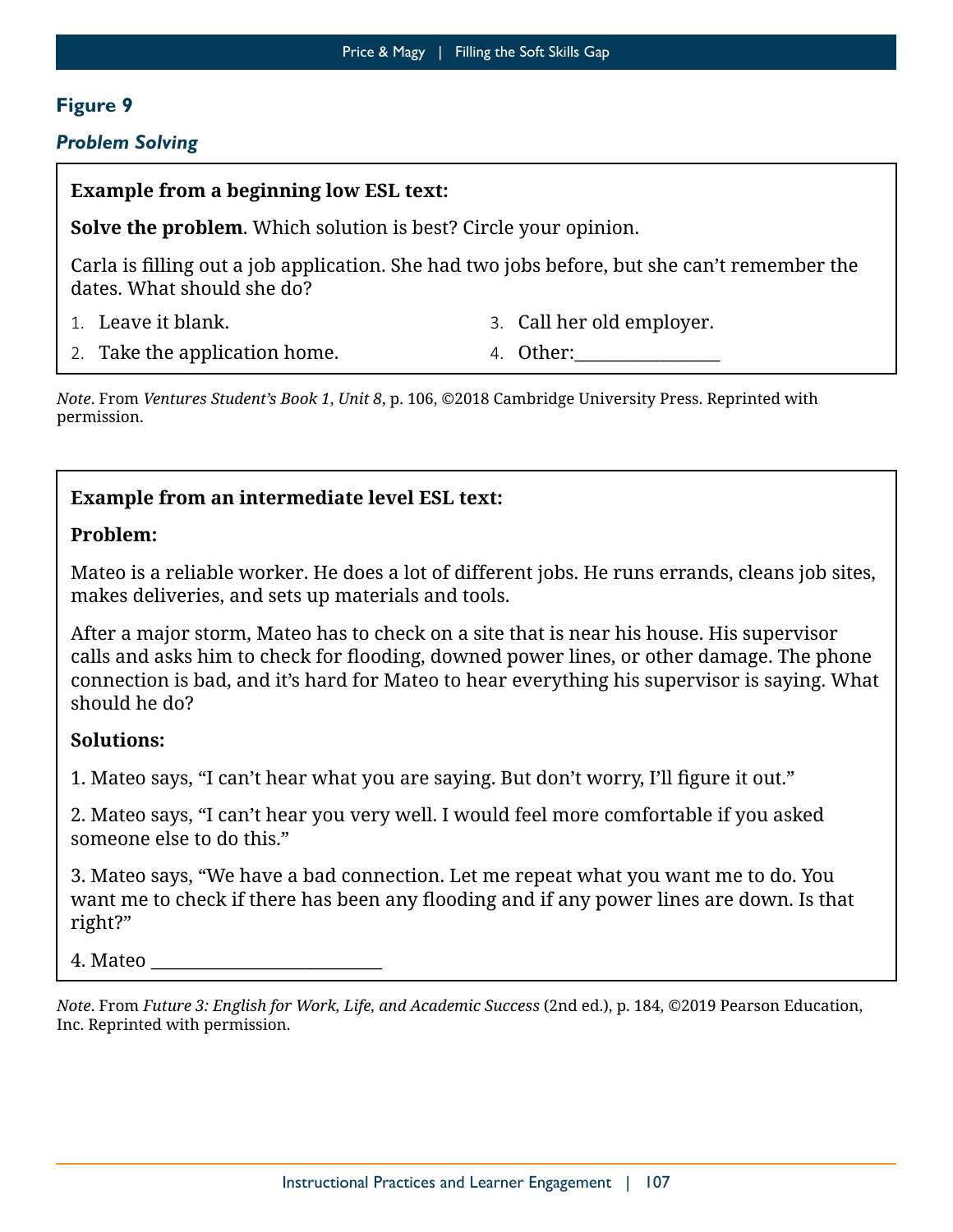## Figure 9

### *Problem Solving*

**Example from a beginning low ESL text:**

**Solve the problem**. Which solution is best? Circle your opinion.

Carla is filling out a job application. She had two jobs before, but she can't remember the dates. What should she do?

1. Leave it blank.
2. Take the application home.
3. Call her old employer.
4. Other:________________

*Note*. From *Ventures Student's Book 1*, *Unit 8*, p. 106, ©2018 Cambridge University Press. Reprinted with permission.

**Example from an intermediate level ESL text:**

**Problem:**

Mateo is a reliable worker. He does a lot of different jobs. He runs errands, cleans job sites, makes deliveries, and sets up materials and tools.

After a major storm, Mateo has to check on a site that is near his house. His supervisor calls and asks him to check for flooding, downed power lines, or other damage. The phone connection is bad, and it's hard for Mateo to hear everything his supervisor is saying. What should he do?

**Solutions:**

1. Mateo says, "I can't hear what you are saying. But don't worry, I'll figure it out."

2. Mateo says, "I can't hear you very well. I would feel more comfortable if you asked someone else to do this."

3. Mateo says, "We have a bad connection. Let me repeat what you want me to do. You want me to check if there has been any flooding and if any power lines are down. Is that right?"

4. Mateo __________________________

*Note*. From *Future 3: English for Work, Life, and Academic Success* (2nd ed.), p. 184, ©2019 Pearson Education, Inc. Reprinted with permission.